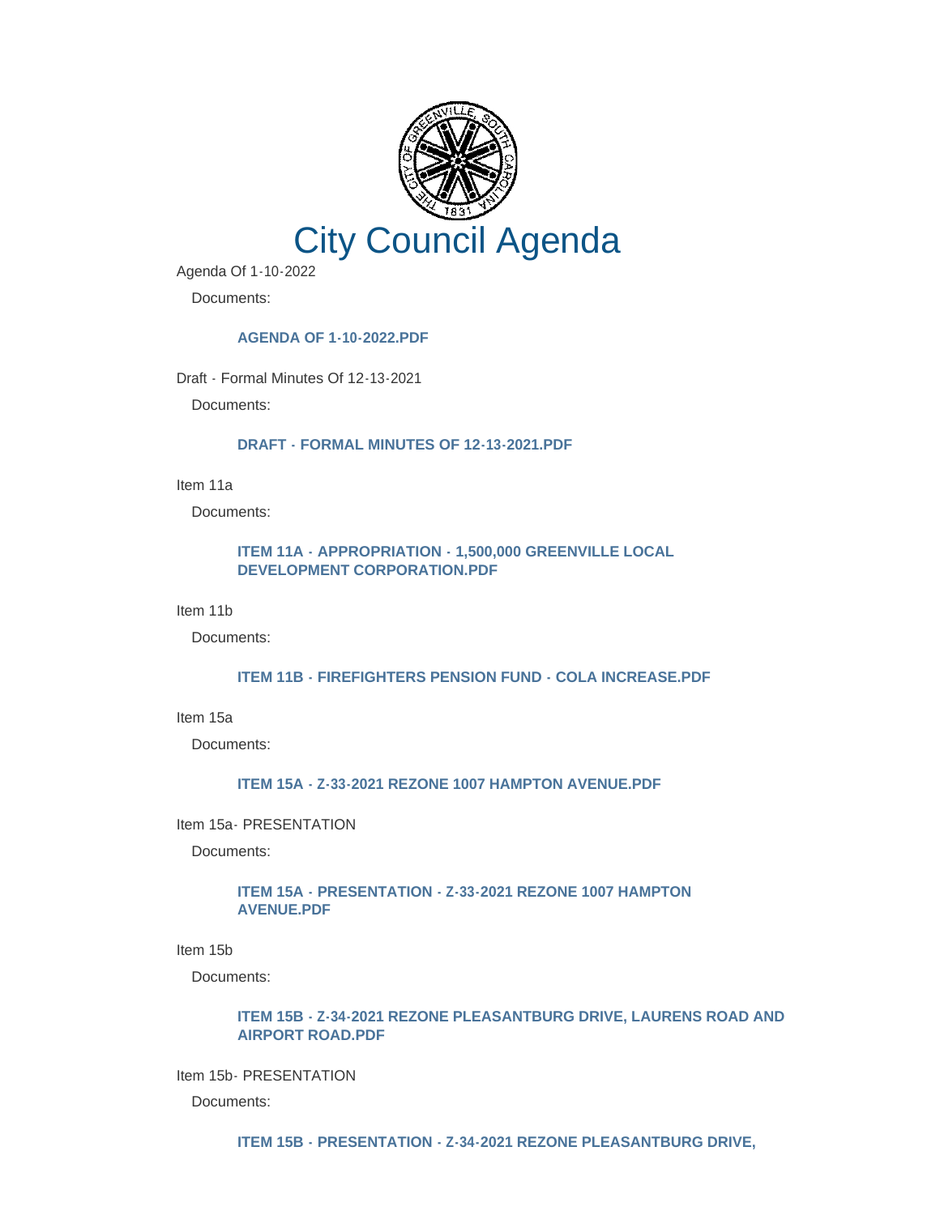# City Council Agenda

Agenda Of 1-10-2022

Documents:

**AGENDA OF 1-10-2022.PDF**

Draft - Formal Minutes Of 12-13-2021

Documents:

**DRAFT - FORMAL MINUTES OF 12-13-2021.PDF**

Item 11a

Documents:

**ITEM 11A - APPROPRIATION - 1,500,000 GREENVILLE LOCAL DEVELOPMENT CORPORATION.PDF**

Item 11b

Documents:

**ITEM 11B - FIREFIGHTERS PENSION FUND - COLA INCREASE.PDF**

Item 15a

Documents:

**ITEM 15A - Z-33-2021 REZONE 1007 HAMPTON AVENUE.PDF**

Item 15a- PRESENTATION

Documents:

**ITEM 15A - PRESENTATION - Z-33-2021 REZONE 1007 HAMPTON AVENUE.PDF**

Item 15b

Documents:

**ITEM 15B - Z-34-2021 REZONE PLEASANTBURG DRIVE, LAURENS ROAD AND AIRPORT ROAD.PDF**

Item 15b- PRESENTATION

Documents:

**ITEM 15B - PRESENTATION - Z-34-2021 REZONE PLEASANTBURG DRIVE,**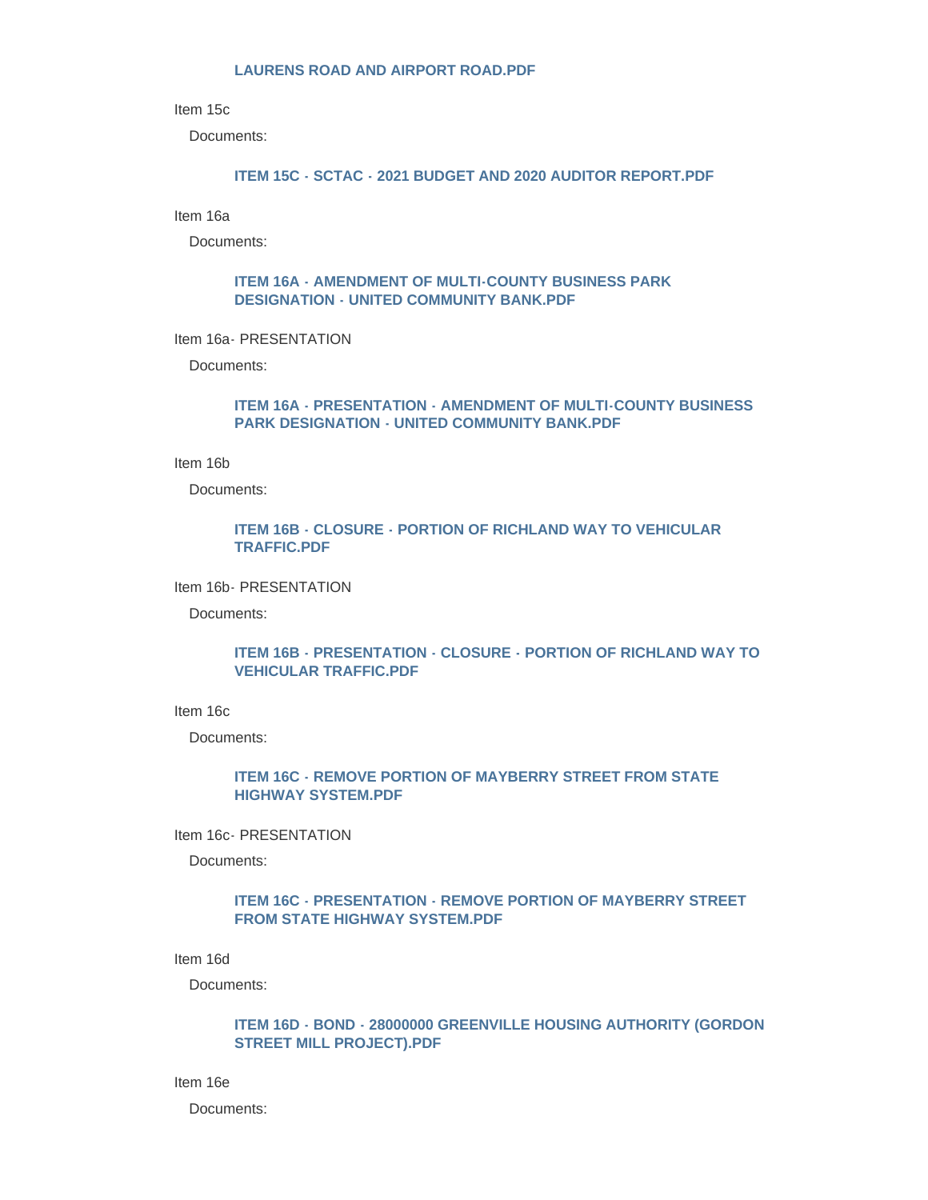**LAURENS ROAD AND AIRPORT ROAD.PDF**

Item 15c

Documents:

**ITEM 15C - SCTAC - 2021 BUDGET AND 2020 AUDITOR REPORT.PDF**

Item 16a

Documents:

**ITEM 16A - AMENDMENT OF MULTI-COUNTY BUSINESS PARK DESIGNATION - UNITED COMMUNITY BANK.PDF**

Item 16a- PRESENTATION

Documents:

**ITEM 16A - PRESENTATION - AMENDMENT OF MULTI-COUNTY BUSINESS PARK DESIGNATION - UNITED COMMUNITY BANK.PDF**

Item 16b

Documents:

**ITEM 16B - CLOSURE - PORTION OF RICHLAND WAY TO VEHICULAR TRAFFIC.PDF**

Item 16b- PRESENTATION

Documents:

**ITEM 16B - PRESENTATION - CLOSURE - PORTION OF RICHLAND WAY TO VEHICULAR TRAFFIC.PDF**

Item 16c

Documents:

**ITEM 16C - REMOVE PORTION OF MAYBERRY STREET FROM STATE HIGHWAY SYSTEM.PDF**

Item 16c- PRESENTATION

Documents:

**ITEM 16C - PRESENTATION - REMOVE PORTION OF MAYBERRY STREET FROM STATE HIGHWAY SYSTEM.PDF**

Item 16d

Documents:

**ITEM 16D - BOND - 28000000 GREENVILLE HOUSING AUTHORITY (GORDON STREET MILL PROJECT).PDF**

Item 16e

Documents: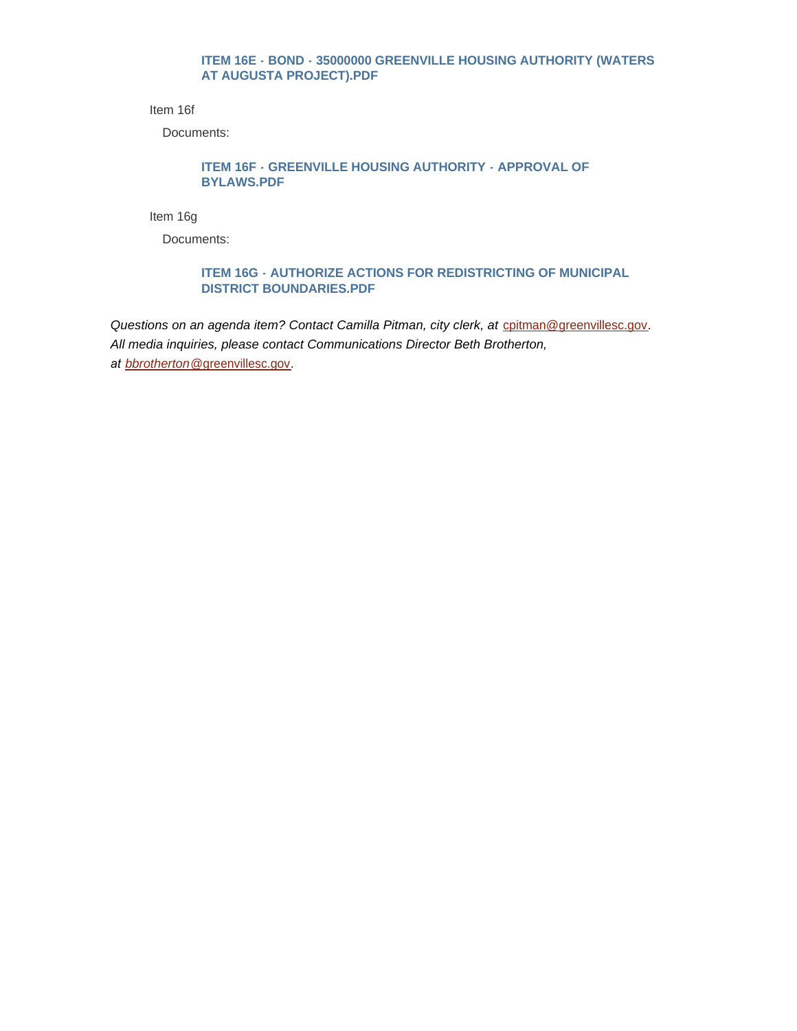**ITEM 16E - BOND - 35000000 GREENVILLE HOUSING AUTHORITY (WATERS AT AUGUSTA PROJECT).PDF**

Item 16f

Documents:

**ITEM 16F - GREENVILLE HOUSING AUTHORITY - APPROVAL OF BYLAWS.PDF**

Item 16g

Documents:

**ITEM 16G - AUTHORIZE ACTIONS FOR REDISTRICTING OF MUNICIPAL DISTRICT BOUNDARIES.PDF**

*Questions on an agenda item? Contact Camilla Pitman, city clerk, at* cpitman@greenvillesc.gov.
*All media inquiries, please contact Communications Director Beth Brotherton, at bbrotherton*@greenvillesc.gov.